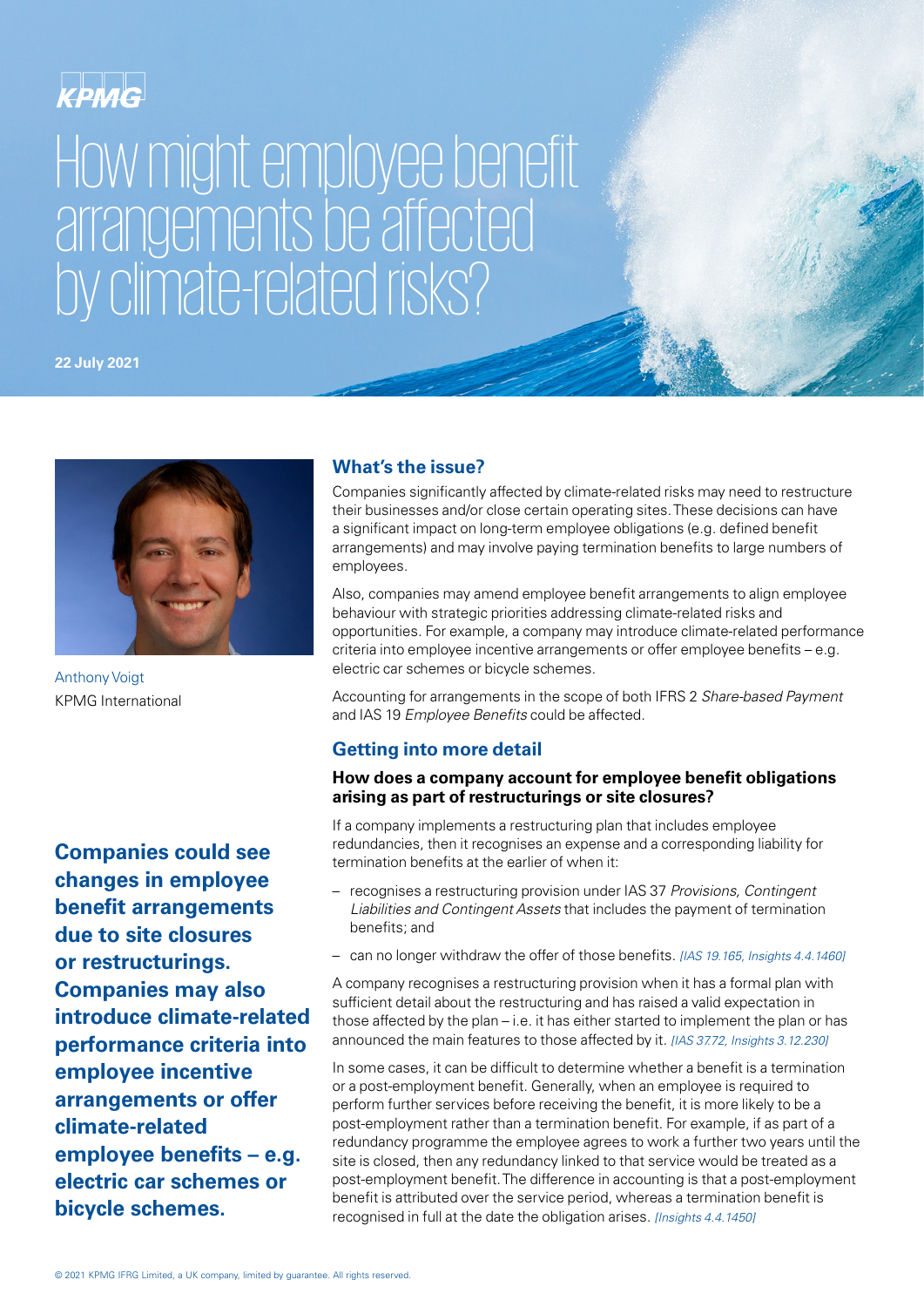KPMG

# How might employee benefit arrangements be affected by climate-related risks?

**22 July 2021**

Anthony Voigt
KPMG International

**Companies could see changes in employee benefit arrangements due to site closures or restructurings. Companies may also introduce climate-related performance criteria into employee incentive arrangements or offer climate-related employee benefits – e.g. electric car schemes or bicycle schemes.**

## What's the issue?

Companies significantly affected by climate-related risks may need to restructure their businesses and/or close certain operating sites. These decisions can have a significant impact on long-term employee obligations (e.g. defined benefit arrangements) and may involve paying termination benefits to large numbers of employees.

Also, companies may amend employee benefit arrangements to align employee behaviour with strategic priorities addressing climate-related risks and opportunities. For example, a company may introduce climate-related performance criteria into employee incentive arrangements or offer employee benefits – e.g. electric car schemes or bicycle schemes.

Accounting for arrangements in the scope of both IFRS 2 *Share-based Payment* and IAS 19 *Employee Benefits* could be affected.

## Getting into more detail

### How does a company account for employee benefit obligations arising as part of restructurings or site closures?

If a company implements a restructuring plan that includes employee redundancies, then it recognises an expense and a corresponding liability for termination benefits at the earlier of when it:

- recognises a restructuring provision under IAS 37 *Provisions, Contingent Liabilities and Contingent Assets* that includes the payment of termination benefits; and
- can no longer withdraw the offer of those benefits. *[IAS 19.165, Insights 4.4.1460]*

A company recognises a restructuring provision when it has a formal plan with sufficient detail about the restructuring and has raised a valid expectation in those affected by the plan – i.e. it has either started to implement the plan or has announced the main features to those affected by it. *[IAS 37.72, Insights 3.12.230]*

In some cases, it can be difficult to determine whether a benefit is a termination or a post-employment benefit. Generally, when an employee is required to perform further services before receiving the benefit, it is more likely to be a post-employment rather than a termination benefit. For example, if as part of a redundancy programme the employee agrees to work a further two years until the site is closed, then any redundancy linked to that service would be treated as a post-employment benefit. The difference in accounting is that a post-employment benefit is attributed over the service period, whereas a termination benefit is recognised in full at the date the obligation arises. *[Insights 4.4.1450]*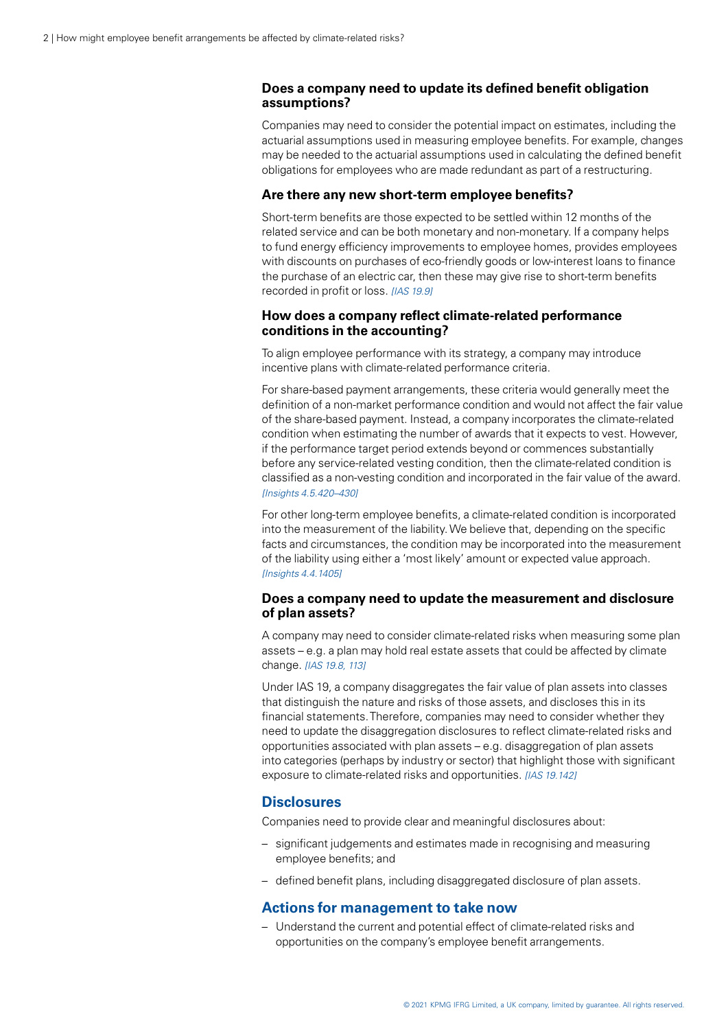### Does a company need to update its defined benefit obligation assumptions?

Companies may need to consider the potential impact on estimates, including the actuarial assumptions used in measuring employee benefits. For example, changes may be needed to the actuarial assumptions used in calculating the defined benefit obligations for employees who are made redundant as part of a restructuring.

### Are there any new short-term employee benefits?

Short-term benefits are those expected to be settled within 12 months of the related service and can be both monetary and non-monetary. If a company helps to fund energy efficiency improvements to employee homes, provides employees with discounts on purchases of eco-friendly goods or low-interest loans to finance the purchase of an electric car, then these may give rise to short-term benefits recorded in profit or loss. *[IAS 19.9]*

### How does a company reflect climate-related performance conditions in the accounting?

To align employee performance with its strategy, a company may introduce incentive plans with climate-related performance criteria.

For share-based payment arrangements, these criteria would generally meet the definition of a non-market performance condition and would not affect the fair value of the share-based payment. Instead, a company incorporates the climate-related condition when estimating the number of awards that it expects to vest. However, if the performance target period extends beyond or commences substantially before any service-related vesting condition, then the climate-related condition is classified as a non-vesting condition and incorporated in the fair value of the award. *[Insights 4.5.420–430]*

For other long-term employee benefits, a climate-related condition is incorporated into the measurement of the liability. We believe that, depending on the specific facts and circumstances, the condition may be incorporated into the measurement of the liability using either a 'most likely' amount or expected value approach. *[Insights 4.4.1405]*

### Does a company need to update the measurement and disclosure of plan assets?

A company may need to consider climate-related risks when measuring some plan assets – e.g. a plan may hold real estate assets that could be affected by climate change. *[IAS 19.8, 113]*

Under IAS 19, a company disaggregates the fair value of plan assets into classes that distinguish the nature and risks of those assets, and discloses this in its financial statements. Therefore, companies may need to consider whether they need to update the disaggregation disclosures to reflect climate-related risks and opportunities associated with plan assets – e.g. disaggregation of plan assets into categories (perhaps by industry or sector) that highlight those with significant exposure to climate-related risks and opportunities. *[IAS 19.142]*

## Disclosures

Companies need to provide clear and meaningful disclosures about:

- significant judgements and estimates made in recognising and measuring employee benefits; and
- defined benefit plans, including disaggregated disclosure of plan assets.

## Actions for management to take now

- Understand the current and potential effect of climate-related risks and opportunities on the company's employee benefit arrangements.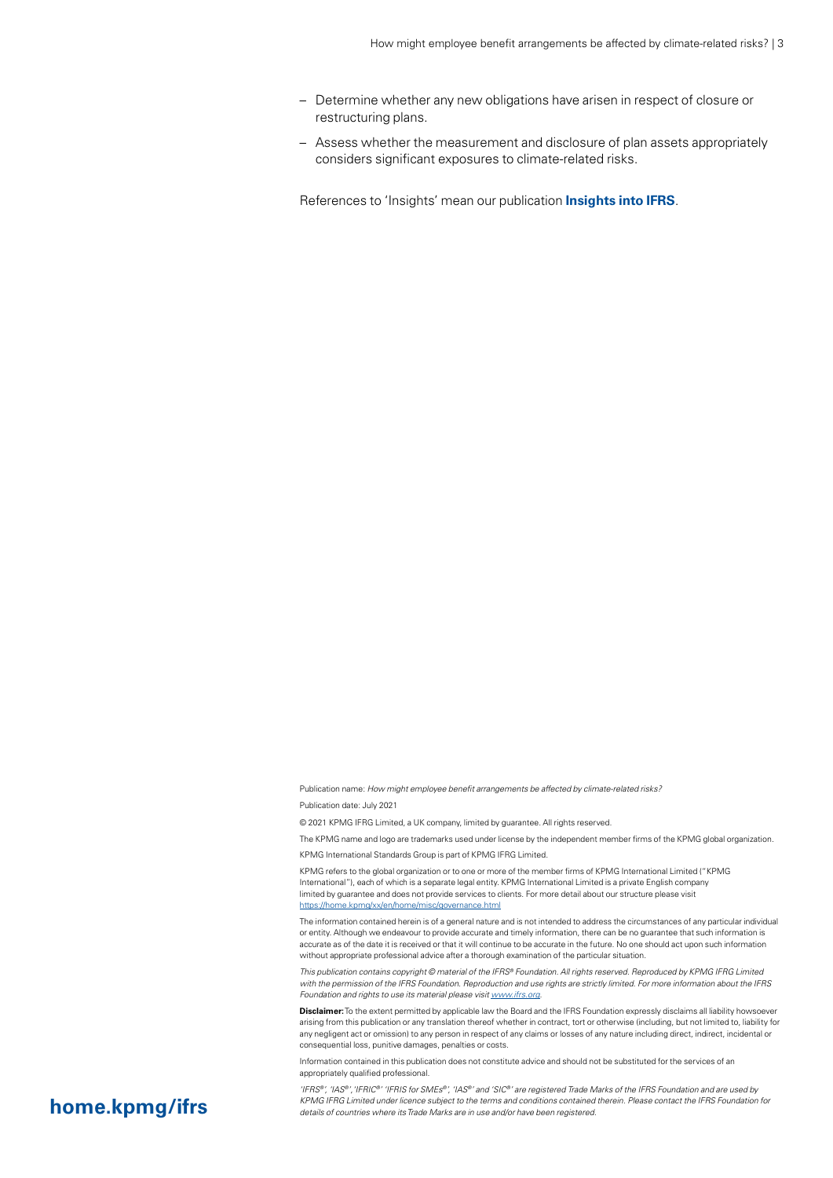– Determine whether any new obligations have arisen in respect of closure or restructuring plans.
– Assess whether the measurement and disclosure of plan assets appropriately considers significant exposures to climate-related risks.

References to 'Insights' mean our publication **Insights into IFRS**.

Publication name: *How might employee benefit arrangements be affected by climate-related risks?*

Publication date: July 2021

© 2021 KPMG IFRG Limited, a UK company, limited by guarantee. All rights reserved.

The KPMG name and logo are trademarks used under license by the independent member firms of the KPMG global organization.

KPMG International Standards Group is part of KPMG IFRG Limited.

KPMG refers to the global organization or to one or more of the member firms of KPMG International Limited ("KPMG International"), each of which is a separate legal entity. KPMG International Limited is a private English company limited by guarantee and does not provide services to clients. For more detail about our structure please visit https://home.kpmg/xx/en/home/misc/governance.html

The information contained herein is of a general nature and is not intended to address the circumstances of any particular individual or entity. Although we endeavour to provide accurate and timely information, there can be no guarantee that such information is accurate as of the date it is received or that it will continue to be accurate in the future. No one should act upon such information without appropriate professional advice after a thorough examination of the particular situation.

*This publication contains copyright © material of the IFRS® Foundation. All rights reserved. Reproduced by KPMG IFRG Limited with the permission of the IFRS Foundation. Reproduction and use rights are strictly limited. For more information about the IFRS Foundation and rights to use its material please visit www.ifrs.org.*

**Disclaimer:** To the extent permitted by applicable law the Board and the IFRS Foundation expressly disclaims all liability howsoever arising from this publication or any translation thereof whether in contract, tort or otherwise (including, but not limited to, liability for any negligent act or omission) to any person in respect of any claims or losses of any nature including direct, indirect, incidental or consequential loss, punitive damages, penalties or costs.

Information contained in this publication does not constitute advice and should not be substituted for the services of an appropriately qualified professional.

*'IFRS®', 'IAS®', 'IFRIC®' 'IFRIS for SMEs®', 'IAS®' and 'SIC®' are registered Trade Marks of the IFRS Foundation and are used by KPMG IFRG Limited under licence subject to the terms and conditions contained therein. Please contact the IFRS Foundation for details of countries where its Trade Marks are in use and/or have been registered.*

**home.kpmg/ifrs**